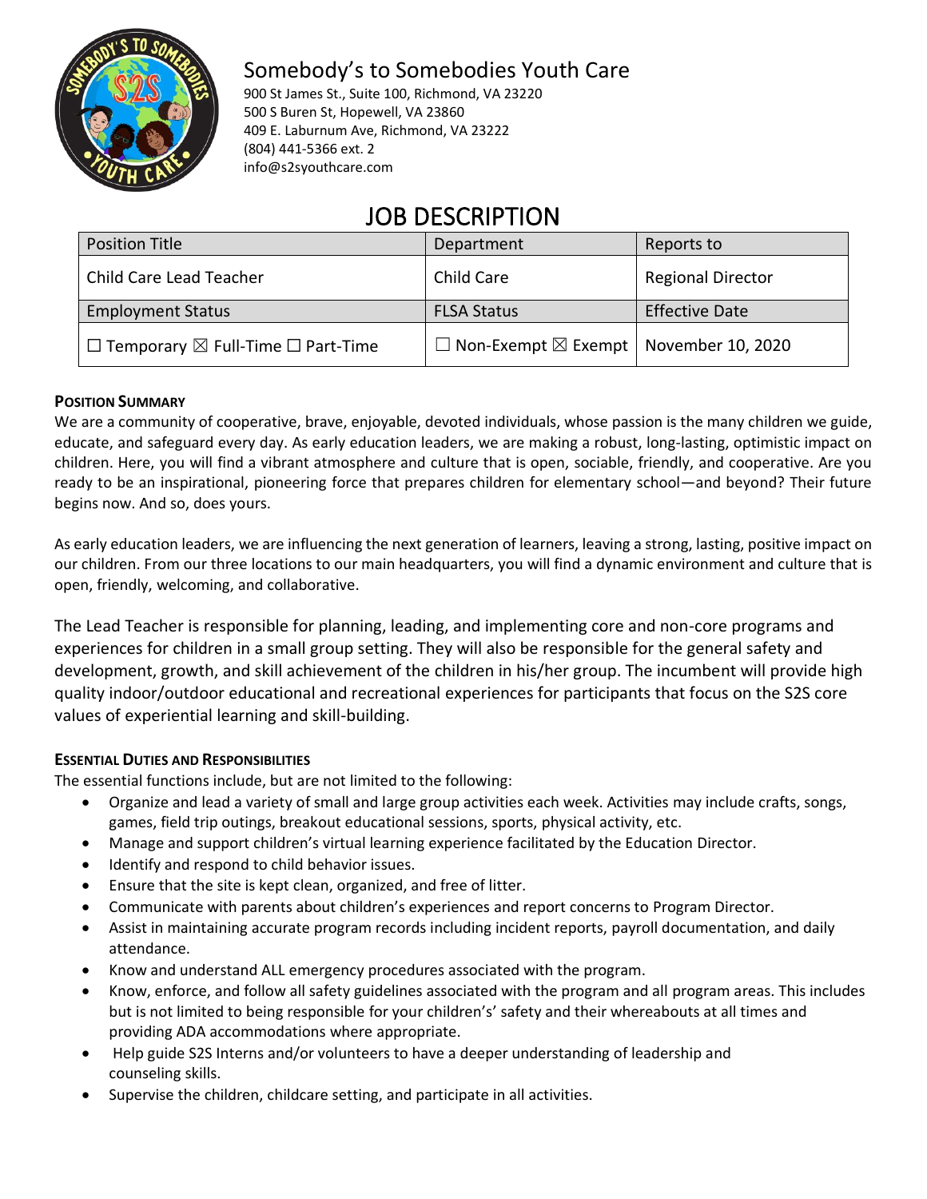# Somebody's to Somebodies Youth Care

900 St James St., Suite 100, Richmond, VA 23220
500 S Buren St, Hopewell, VA 23860
409 E. Laburnum Ave, Richmond, VA 23222
(804) 441-5366 ext. 2
info@s2syouthcare.com

## JOB DESCRIPTION

| Position Title | Department | Reports to |
|---|---|---|
| Child Care Lead Teacher | Child Care | Regional Director |
| **Employment Status** | **FLSA Status** | **Effective Date** |
| ☐ Temporary ☒ Full-Time ☐ Part-Time | ☐ Non-Exempt ☒ Exempt | November 10, 2020 |

**POSITION SUMMARY**

We are a community of cooperative, brave, enjoyable, devoted individuals, whose passion is the many children we guide, educate, and safeguard every day. As early education leaders, we are making a robust, long-lasting, optimistic impact on children. Here, you will find a vibrant atmosphere and culture that is open, sociable, friendly, and cooperative. Are you ready to be an inspirational, pioneering force that prepares children for elementary school—and beyond? Their future begins now. And so, does yours.

As early education leaders, we are influencing the next generation of learners, leaving a strong, lasting, positive impact on our children. From our three locations to our main headquarters, you will find a dynamic environment and culture that is open, friendly, welcoming, and collaborative.

The Lead Teacher is responsible for planning, leading, and implementing core and non-core programs and experiences for children in a small group setting. They will also be responsible for the general safety and development, growth, and skill achievement of the children in his/her group. The incumbent will provide high quality indoor/outdoor educational and recreational experiences for participants that focus on the S2S core values of experiential learning and skill-building.

**ESSENTIAL DUTIES AND RESPONSIBILITIES**

The essential functions include, but are not limited to the following:

- Organize and lead a variety of small and large group activities each week. Activities may include crafts, songs, games, field trip outings, breakout educational sessions, sports, physical activity, etc.
- Manage and support children's virtual learning experience facilitated by the Education Director.
- Identify and respond to child behavior issues.
- Ensure that the site is kept clean, organized, and free of litter.
- Communicate with parents about children's experiences and report concerns to Program Director.
- Assist in maintaining accurate program records including incident reports, payroll documentation, and daily attendance.
- Know and understand ALL emergency procedures associated with the program.
- Know, enforce, and follow all safety guidelines associated with the program and all program areas. This includes but is not limited to being responsible for your children's' safety and their whereabouts at all times and providing ADA accommodations where appropriate.
- Help guide S2S Interns and/or volunteers to have a deeper understanding of leadership and counseling skills.
- Supervise the children, childcare setting, and participate in all activities.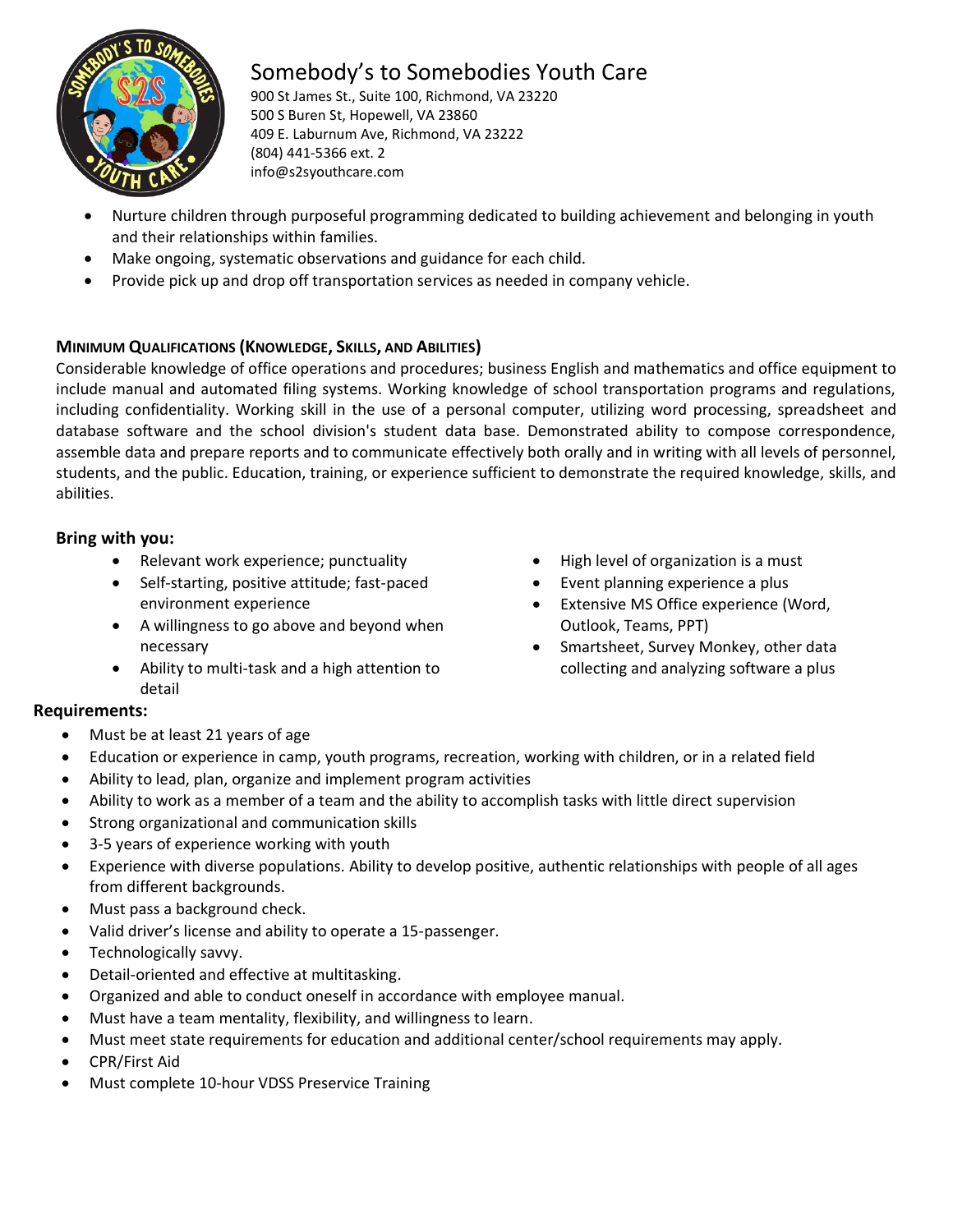# Somebody's to Somebodies Youth Care

900 St James St., Suite 100, Richmond, VA 23220
500 S Buren St, Hopewell, VA 23860
409 E. Laburnum Ave, Richmond, VA 23222
(804) 441-5366 ext. 2
info@s2syouthcare.com

- Nurture children through purposeful programming dedicated to building achievement and belonging in youth and their relationships within families.
- Make ongoing, systematic observations and guidance for each child.
- Provide pick up and drop off transportation services as needed in company vehicle.

## Minimum Qualifications (Knowledge, Skills, and Abilities)

Considerable knowledge of office operations and procedures; business English and mathematics and office equipment to include manual and automated filing systems. Working knowledge of school transportation programs and regulations, including confidentiality. Working skill in the use of a personal computer, utilizing word processing, spreadsheet and database software and the school division's student data base. Demonstrated ability to compose correspondence, assemble data and prepare reports and to communicate effectively both orally and in writing with all levels of personnel, students, and the public. Education, training, or experience sufficient to demonstrate the required knowledge, skills, and abilities.

**Bring with you:**

- Relevant work experience; punctuality
- Self-starting, positive attitude; fast-paced environment experience
- A willingness to go above and beyond when necessary
- Ability to multi-task and a high attention to detail
- High level of organization is a must
- Event planning experience a plus
- Extensive MS Office experience (Word, Outlook, Teams, PPT)
- Smartsheet, Survey Monkey, other data collecting and analyzing software a plus

**Requirements:**

- Must be at least 21 years of age
- Education or experience in camp, youth programs, recreation, working with children, or in a related field
- Ability to lead, plan, organize and implement program activities
- Ability to work as a member of a team and the ability to accomplish tasks with little direct supervision
- Strong organizational and communication skills
- 3-5 years of experience working with youth
- Experience with diverse populations. Ability to develop positive, authentic relationships with people of all ages from different backgrounds.
- Must pass a background check.
- Valid driver's license and ability to operate a 15-passenger.
- Technologically savvy.
- Detail-oriented and effective at multitasking.
- Organized and able to conduct oneself in accordance with employee manual.
- Must have a team mentality, flexibility, and willingness to learn.
- Must meet state requirements for education and additional center/school requirements may apply.
- CPR/First Aid
- Must complete 10-hour VDSS Preservice Training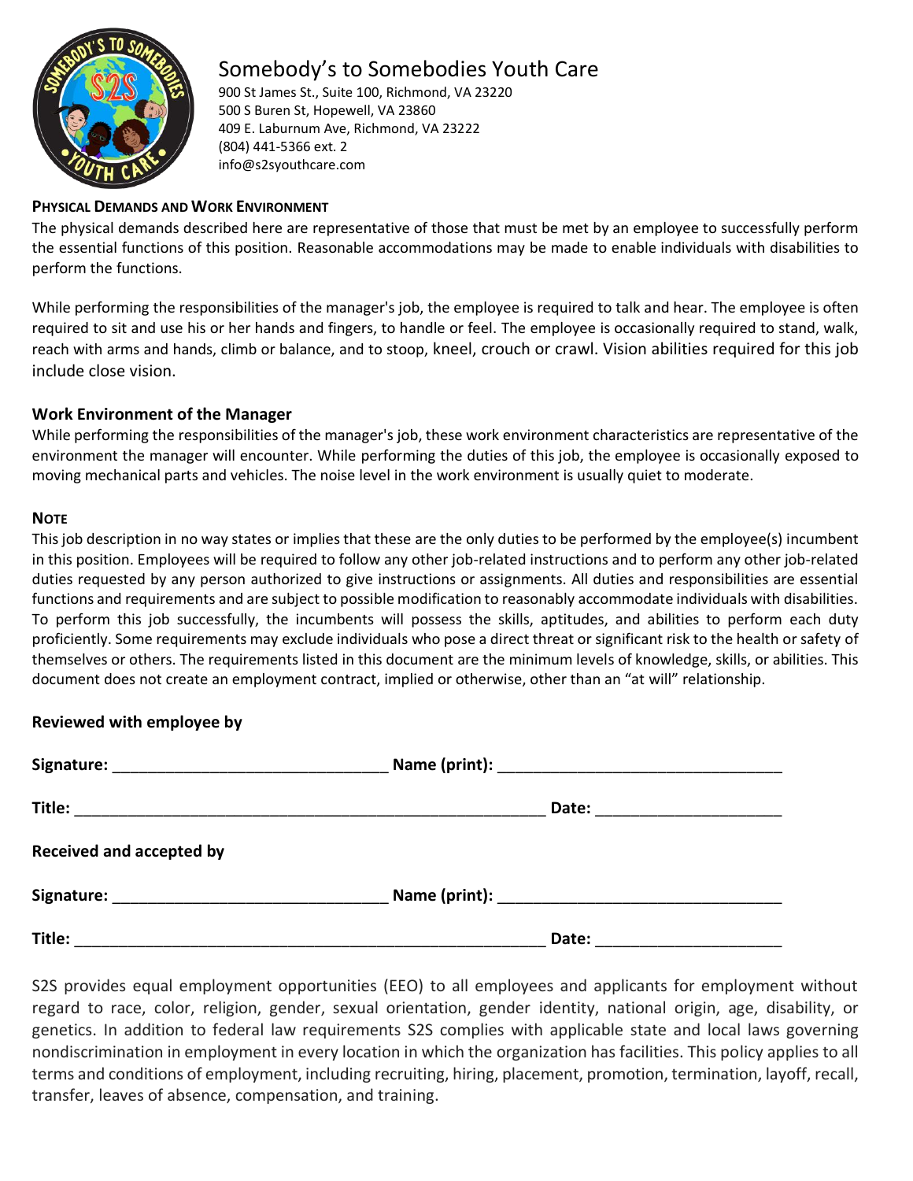# Somebody's to Somebodies Youth Care

900 St James St., Suite 100, Richmond, VA 23220
500 S Buren St, Hopewell, VA 23860
409 E. Laburnum Ave, Richmond, VA 23222
(804) 441-5366 ext. 2
info@s2syouthcare.com

## PHYSICAL DEMANDS AND WORK ENVIRONMENT

The physical demands described here are representative of those that must be met by an employee to successfully perform the essential functions of this position. Reasonable accommodations may be made to enable individuals with disabilities to perform the functions.

While performing the responsibilities of the manager's job, the employee is required to talk and hear. The employee is often required to sit and use his or her hands and fingers, to handle or feel. The employee is occasionally required to stand, walk, reach with arms and hands, climb or balance, and to stoop, kneel, crouch or crawl. Vision abilities required for this job include close vision.

### Work Environment of the Manager

While performing the responsibilities of the manager's job, these work environment characteristics are representative of the environment the manager will encounter. While performing the duties of this job, the employee is occasionally exposed to moving mechanical parts and vehicles. The noise level in the work environment is usually quiet to moderate.

## NOTE

This job description in no way states or implies that these are the only duties to be performed by the employee(s) incumbent in this position. Employees will be required to follow any other job-related instructions and to perform any other job-related duties requested by any person authorized to give instructions or assignments. All duties and responsibilities are essential functions and requirements and are subject to possible modification to reasonably accommodate individuals with disabilities. To perform this job successfully, the incumbents will possess the skills, aptitudes, and abilities to perform each duty proficiently. Some requirements may exclude individuals who pose a direct threat or significant risk to the health or safety of themselves or others. The requirements listed in this document are the minimum levels of knowledge, skills, or abilities. This document does not create an employment contract, implied or otherwise, other than an "at will" relationship.

**Reviewed with employee by**

**Signature:** ______________________________ **Name (print):** ______________________________

**Title:** ______________________________________________ **Date:** ____________________

**Received and accepted by**

**Signature:** ______________________________ **Name (print):** ______________________________

**Title:** ______________________________________________ **Date:** ____________________

S2S provides equal employment opportunities (EEO) to all employees and applicants for employment without regard to race, color, religion, gender, sexual orientation, gender identity, national origin, age, disability, or genetics. In addition to federal law requirements S2S complies with applicable state and local laws governing nondiscrimination in employment in every location in which the organization has facilities. This policy applies to all terms and conditions of employment, including recruiting, hiring, placement, promotion, termination, layoff, recall, transfer, leaves of absence, compensation, and training.